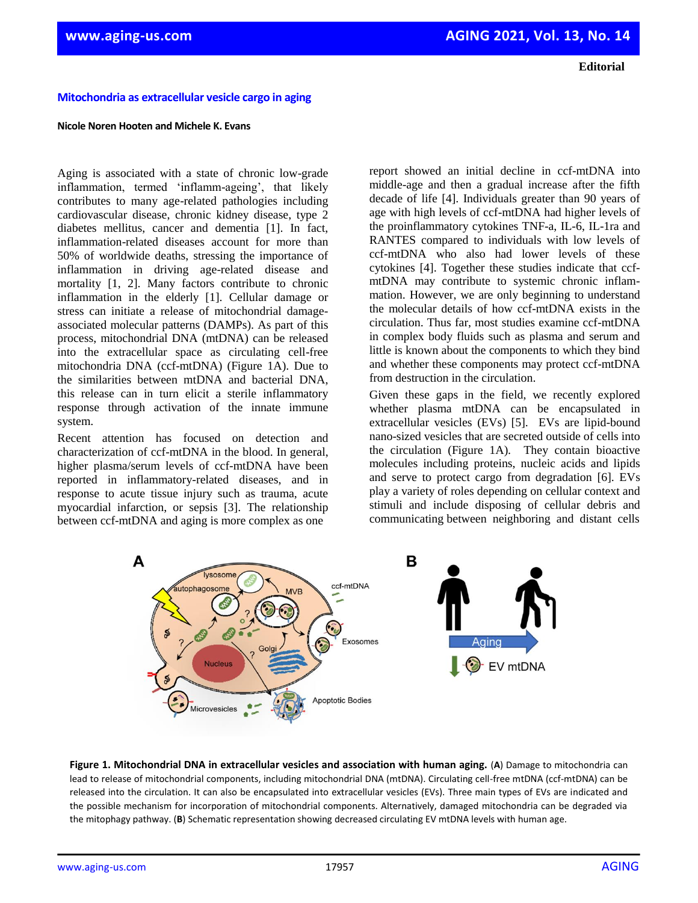**Editorial**

# Mitochondria as extracellular vesicle cargo in aging

**Nicole Noren Hooten and Michele K. Evans**

Aging is associated with a state of chronic low-grade inflammation, termed 'inflamm-ageing', that likely contributes to many age-related pathologies including cardiovascular disease, chronic kidney disease, type 2 diabetes mellitus, cancer and dementia [1]. In fact, inflammation-related diseases account for more than 50% of worldwide deaths, stressing the importance of inflammation in driving age-related disease and mortality [1, 2]. Many factors contribute to chronic inflammation in the elderly [1]. Cellular damage or stress can initiate a release of mitochondrial damage-associated molecular patterns (DAMPs). As part of this process, mitochondrial DNA (mtDNA) can be released into the extracellular space as circulating cell-free mitochondria DNA (ccf-mtDNA) (Figure 1A). Due to the similarities between mtDNA and bacterial DNA, this release can in turn elicit a sterile inflammatory response through activation of the innate immune system.

Recent attention has focused on detection and characterization of ccf-mtDNA in the blood. In general, higher plasma/serum levels of ccf-mtDNA have been reported in inflammatory-related diseases, and in response to acute tissue injury such as trauma, acute myocardial infarction, or sepsis [3]. The relationship between ccf-mtDNA and aging is more complex as one report showed an initial decline in ccf-mtDNA into middle-age and then a gradual increase after the fifth decade of life [4]. Individuals greater than 90 years of age with high levels of ccf-mtDNA had higher levels of the proinflammatory cytokines TNF-a, IL-6, IL-1ra and RANTES compared to individuals with low levels of ccf-mtDNA who also had lower levels of these cytokines [4]. Together these studies indicate that ccf-mtDNA may contribute to systemic chronic inflammation. However, we are only beginning to understand the molecular details of how ccf-mtDNA exists in the circulation. Thus far, most studies examine ccf-mtDNA in complex body fluids such as plasma and serum and little is known about the components to which they bind and whether these components may protect ccf-mtDNA from destruction in the circulation.

Given these gaps in the field, we recently explored whether plasma mtDNA can be encapsulated in extracellular vesicles (EVs) [5]. EVs are lipid-bound nano-sized vesicles that are secreted outside of cells into the circulation (Figure 1A). They contain bioactive molecules including proteins, nucleic acids and lipids and serve to protect cargo from degradation [6]. EVs play a variety of roles depending on cellular context and stimuli and include disposing of cellular debris and communicating between neighboring and distant cells

**Figure 1. Mitochondrial DNA in extracellular vesicles and association with human aging.** (**A**) Damage to mitochondria can lead to release of mitochondrial components, including mitochondrial DNA (mtDNA). Circulating cell-free mtDNA (ccf-mtDNA) can be released into the circulation. It can also be encapsulated into extracellular vesicles (EVs). Three main types of EVs are indicated and the possible mechanism for incorporation of mitochondrial components. Alternatively, damaged mitochondria can be degraded via the mitophagy pathway. (**B**) Schematic representation showing decreased circulating EV mtDNA levels with human age.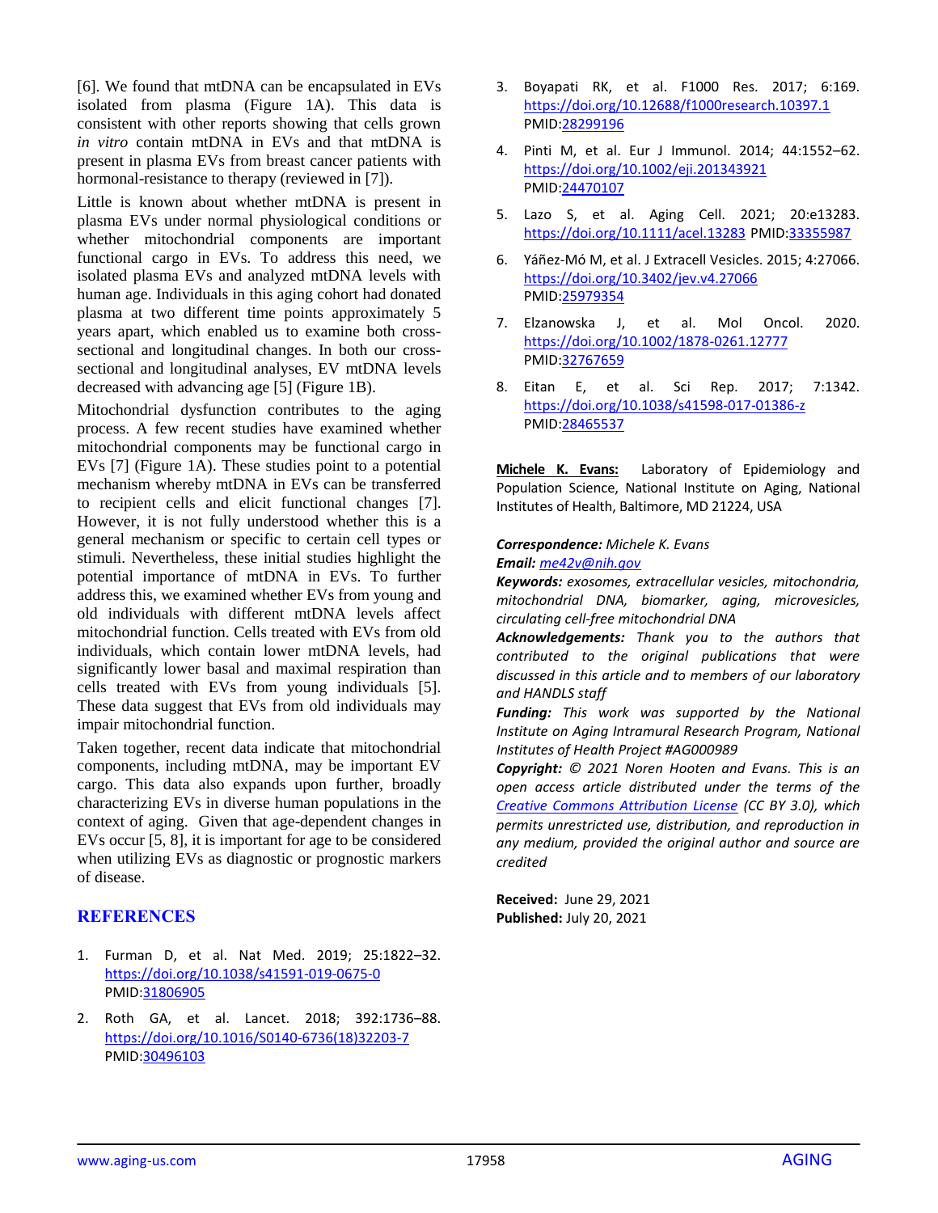[6]. We found that mtDNA can be encapsulated in EVs isolated from plasma (Figure 1A). This data is consistent with other reports showing that cells grown *in vitro* contain mtDNA in EVs and that mtDNA is present in plasma EVs from breast cancer patients with hormonal-resistance to therapy (reviewed in [7]).

Little is known about whether mtDNA is present in plasma EVs under normal physiological conditions or whether mitochondrial components are important functional cargo in EVs. To address this need, we isolated plasma EVs and analyzed mtDNA levels with human age. Individuals in this aging cohort had donated plasma at two different time points approximately 5 years apart, which enabled us to examine both cross-sectional and longitudinal changes. In both our cross-sectional and longitudinal analyses, EV mtDNA levels decreased with advancing age [5] (Figure 1B).

Mitochondrial dysfunction contributes to the aging process. A few recent studies have examined whether mitochondrial components may be functional cargo in EVs [7] (Figure 1A). These studies point to a potential mechanism whereby mtDNA in EVs can be transferred to recipient cells and elicit functional changes [7]. However, it is not fully understood whether this is a general mechanism or specific to certain cell types or stimuli. Nevertheless, these initial studies highlight the potential importance of mtDNA in EVs. To further address this, we examined whether EVs from young and old individuals with different mtDNA levels affect mitochondrial function. Cells treated with EVs from old individuals, which contain lower mtDNA levels, had significantly lower basal and maximal respiration than cells treated with EVs from young individuals [5]. These data suggest that EVs from old individuals may impair mitochondrial function.

Taken together, recent data indicate that mitochondrial components, including mtDNA, may be important EV cargo. This data also expands upon further, broadly characterizing EVs in diverse human populations in the context of aging. Given that age-dependent changes in EVs occur [5, 8], it is important for age to be considered when utilizing EVs as diagnostic or prognostic markers of disease.

## REFERENCES

1. Furman D, et al. Nat Med. 2019; 25:1822–32. https://doi.org/10.1038/s41591-019-0675-0 PMID:31806905
2. Roth GA, et al. Lancet. 2018; 392:1736–88. https://doi.org/10.1016/S0140-6736(18)32203-7 PMID:30496103
3. Boyapati RK, et al. F1000 Res. 2017; 6:169. https://doi.org/10.12688/f1000research.10397.1 PMID:28299196
4. Pinti M, et al. Eur J Immunol. 2014; 44:1552–62. https://doi.org/10.1002/eji.201343921 PMID:24470107
5. Lazo S, et al. Aging Cell. 2021; 20:e13283. https://doi.org/10.1111/acel.13283 PMID:33355987
6. Yáñez-Mó M, et al. J Extracell Vesicles. 2015; 4:27066. https://doi.org/10.3402/jev.v4.27066 PMID:25979354
7. Elzanowska J, et al. Mol Oncol. 2020. https://doi.org/10.1002/1878-0261.12777 PMID:32767659
8. Eitan E, et al. Sci Rep. 2017; 7:1342. https://doi.org/10.1038/s41598-017-01386-z PMID:28465537

**Michele K. Evans:** Laboratory of Epidemiology and Population Science, National Institute on Aging, National Institutes of Health, Baltimore, MD 21224, USA

***Correspondence:*** *Michele K. Evans*
***Email:*** *me42v@nih.gov*
***Keywords:*** *exosomes, extracellular vesicles, mitochondria, mitochondrial DNA, biomarker, aging, microvesicles, circulating cell-free mitochondrial DNA*
***Acknowledgements:*** *Thank you to the authors that contributed to the original publications that were discussed in this article and to members of our laboratory and HANDLS staff*
***Funding:*** *This work was supported by the National Institute on Aging Intramural Research Program, National Institutes of Health Project #AG000989*
***Copyright:*** *© 2021 Noren Hooten and Evans. This is an open access article distributed under the terms of the Creative Commons Attribution License (CC BY 3.0), which permits unrestricted use, distribution, and reproduction in any medium, provided the original author and source are credited*

**Received:** June 29, 2021
**Published:** July 20, 2021